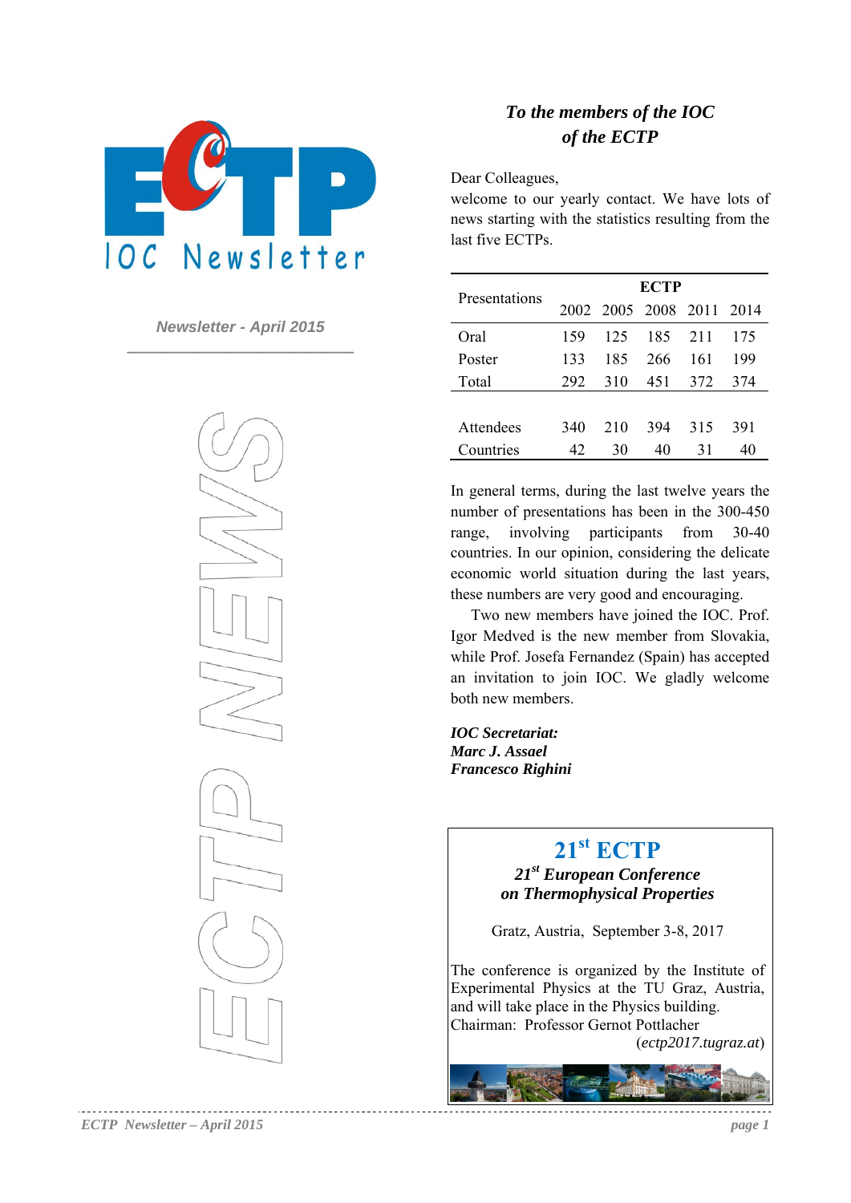# ECTP IOC Newsletter

*Newsletter - April 2015*

ECTP NEWS

## *To the members of the IOC of the ECTP*

Dear Colleagues,

welcome to our yearly contact. We have lots of news starting with the statistics resulting from the last five ECTPs.

| Presentations | ECTP | | | | |
|---|---|---|---|---|---|
| | 2002 | 2005 | 2008 | 2011 | 2014 |
| Oral | 159 | 125 | 185 | 211 | 175 |
| Poster | 133 | 185 | 266 | 161 | 199 |
| Total | 292 | 310 | 451 | 372 | 374 |
| | | | | | |
| Attendees | 340 | 210 | 394 | 315 | 391 |
| Countries | 42 | 30 | 40 | 31 | 40 |

In general terms, during the last twelve years the number of presentations has been in the 300-450 range, involving participants from 30-40 countries. In our opinion, considering the delicate economic world situation during the last years, these numbers are very good and encouraging.

Two new members have joined the IOC. Prof. Igor Medved is the new member from Slovakia, while Prof. Josefa Fernandez (Spain) has accepted an invitation to join IOC. We gladly welcome both new members.

***IOC Secretariat:***
***Marc J. Assael***
***Francesco Righini***

## 21st ECTP

### *21st European Conference on Thermophysical Properties*

Gratz, Austria, September 3-8, 2017

The conference is organized by the Institute of Experimental Physics at the TU Graz, Austria, and will take place in the Physics building.
Chairman: Professor Gernot Pottlacher
(*ectp2017.tugraz.at*)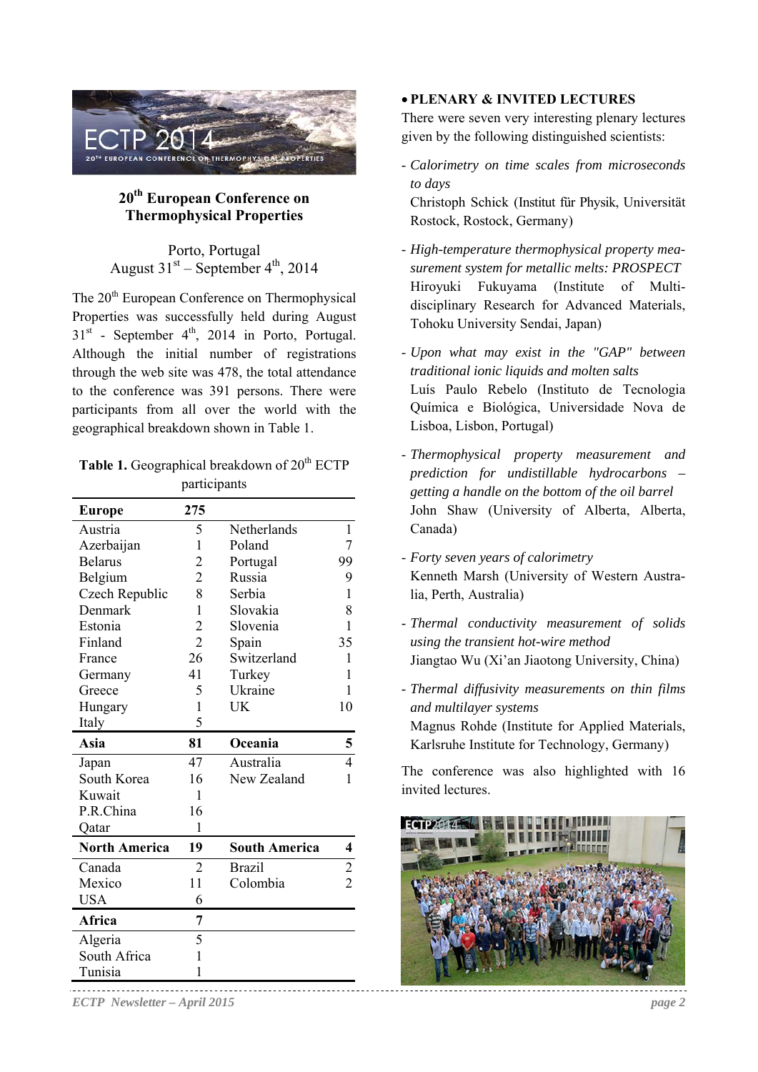## 20th European Conference on Thermophysical Properties

Porto, Portugal
August 31st – September 4th, 2014

The 20th European Conference on Thermophysical Properties was successfully held during August 31st - September 4th, 2014 in Porto, Portugal. Although the initial number of registrations through the web site was 478, the total attendance to the conference was 391 persons. There were participants from all over the world with the geographical breakdown shown in Table 1.

**Table 1.** Geographical breakdown of 20th ECTP participants

| **Europe** | **275** | | |
|---|---|---|---|
| Austria | 5 | Netherlands | 1 |
| Azerbaijan | 1 | Poland | 7 |
| Belarus | 2 | Portugal | 99 |
| Belgium | 2 | Russia | 9 |
| Czech Republic | 8 | Serbia | 1 |
| Denmark | 1 | Slovakia | 8 |
| Estonia | 2 | Slovenia | 1 |
| Finland | 2 | Spain | 35 |
| France | 26 | Switzerland | 1 |
| Germany | 41 | Turkey | 1 |
| Greece | 5 | Ukraine | 1 |
| Hungary | 1 | UK | 10 |
| Italy | 5 | | |
| **Asia** | **81** | **Oceania** | **5** |
| Japan | 47 | Australia | 4 |
| South Korea | 16 | New Zealand | 1 |
| Kuwait | 1 | | |
| P.R.China | 16 | | |
| Qatar | 1 | | |
| **North America** | **19** | **South America** | **4** |
| Canada | 2 | Brazil | 2 |
| Mexico | 11 | Colombia | 2 |
| USA | 6 | | |
| **Africa** | **7** | | |
| Algeria | 5 | | |
| South Africa | 1 | | |
| Tunisia | 1 | | |

### • PLENARY & INVITED LECTURES

There were seven very interesting plenary lectures given by the following distinguished scientists:

- *Calorimetry on time scales from microseconds to days*
  Christoph Schick (Institut für Physik, Universität Rostock, Rostock, Germany)
- *High-temperature thermophysical property measurement system for metallic melts: PROSPECT*
  Hiroyuki Fukuyama (Institute of Multi-disciplinary Research for Advanced Materials, Tohoku University Sendai, Japan)
- *Upon what may exist in the "GAP" between traditional ionic liquids and molten salts*
  Luís Paulo Rebelo (Instituto de Tecnologia Química e Biológica, Universidade Nova de Lisboa, Lisbon, Portugal)
- *Thermophysical property measurement and prediction for undistillable hydrocarbons – getting a handle on the bottom of the oil barrel*
  John Shaw (University of Alberta, Alberta, Canada)
- *Forty seven years of calorimetry*
  Kenneth Marsh (University of Western Australia, Perth, Australia)
- *Thermal conductivity measurement of solids using the transient hot-wire method*
  Jiangtao Wu (Xi'an Jiaotong University, China)
- *Thermal diffusivity measurements on thin films and multilayer systems*
  Magnus Rohde (Institute for Applied Materials, Karlsruhe Institute for Technology, Germany)

The conference was also highlighted with 16 invited lectures.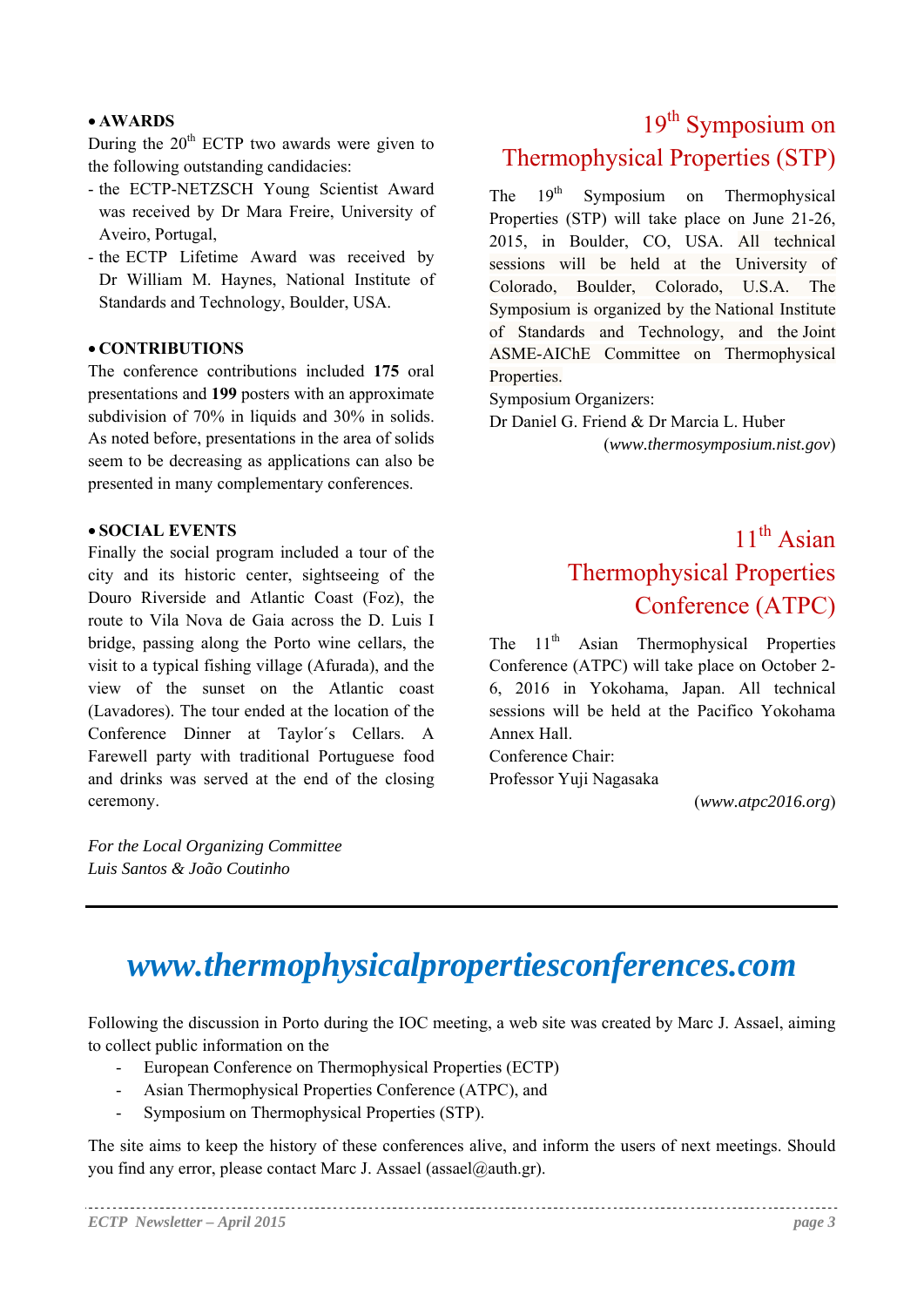- **AWARDS**

During the 20th ECTP two awards were given to the following outstanding candidacies:

- the ECTP-NETZSCH Young Scientist Award was received by Dr Mara Freire, University of Aveiro, Portugal,
- the ECTP Lifetime Award was received by Dr William M. Haynes, National Institute of Standards and Technology, Boulder, USA.

- **CONTRIBUTIONS**

The conference contributions included **175** oral presentations and **199** posters with an approximate subdivision of 70% in liquids and 30% in solids. As noted before, presentations in the area of solids seem to be decreasing as applications can also be presented in many complementary conferences.

- **SOCIAL EVENTS**

Finally the social program included a tour of the city and its historic center, sightseeing of the Douro Riverside and Atlantic Coast (Foz), the route to Vila Nova de Gaia across the D. Luis I bridge, passing along the Porto wine cellars, the visit to a typical fishing village (Afurada), and the view of the sunset on the Atlantic coast (Lavadores). The tour ended at the location of the Conference Dinner at Taylor´s Cellars. A Farewell party with traditional Portuguese food and drinks was served at the end of the closing ceremony.

*For the Local Organizing Committee*
*Luis Santos & João Coutinho*

## 19th Symposium on Thermophysical Properties (STP)

The 19th Symposium on Thermophysical Properties (STP) will take place on June 21-26, 2015, in Boulder, CO, USA. All technical sessions will be held at the University of Colorado, Boulder, Colorado, U.S.A. The Symposium is organized by the National Institute of Standards and Technology, and the Joint ASME-AIChE Committee on Thermophysical Properties.

Symposium Organizers:
Dr Daniel G. Friend & Dr Marcia L. Huber

(*www.thermosymposium.nist.gov*)

## 11th Asian Thermophysical Properties Conference (ATPC)

The 11th Asian Thermophysical Properties Conference (ATPC) will take place on October 2-6, 2016 in Yokohama, Japan. All technical sessions will be held at the Pacifico Yokohama Annex Hall.

Conference Chair:
Professor Yuji Nagasaka

(*www.atpc2016.org*)

---

# *www.thermophysicalpropertiesconferences.com*

Following the discussion in Porto during the IOC meeting, a web site was created by Marc J. Assael, aiming to collect public information on the

- European Conference on Thermophysical Properties (ECTP)
- Asian Thermophysical Properties Conference (ATPC), and
- Symposium on Thermophysical Properties (STP).

The site aims to keep the history of these conferences alive, and inform the users of next meetings. Should you find any error, please contact Marc J. Assael (assael@auth.gr).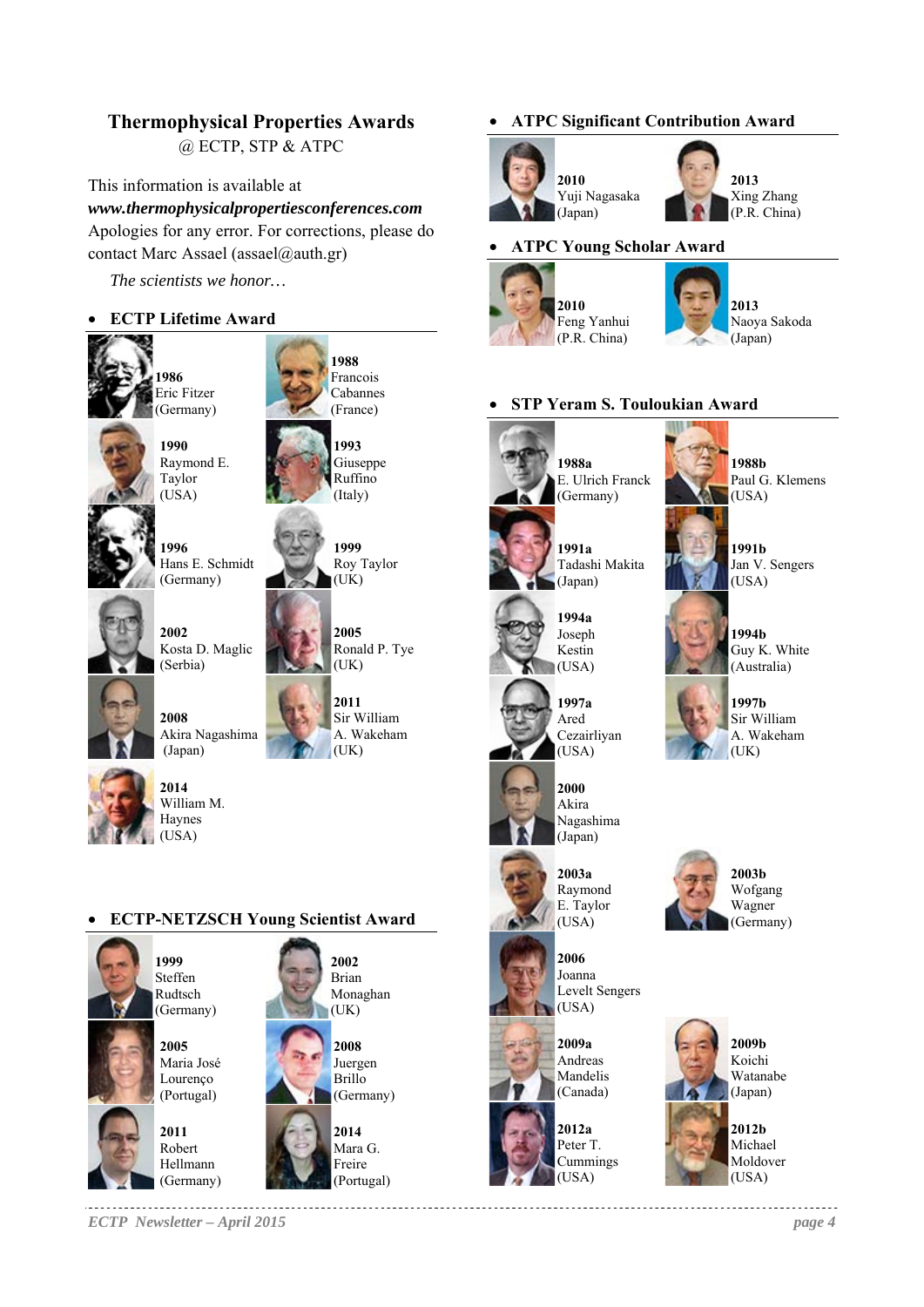## Thermophysical Properties Awards

@ ECTP, STP & ATPC

This information is available at ***www.thermophysicalpropertiesconferences.com*** Apologies for any error. For corrections, please do contact Marc Assael (assael@auth.gr)

*The scientists we honor…*

- **ECTP Lifetime Award**

**1986** Eric Fitzer (Germany)

**1988** Francois Cabannes (France)

**1990** Raymond E. Taylor (USA)

**1993** Giuseppe Ruffino (Italy)

**1996** Hans E. Schmidt (Germany)

**1999** Roy Taylor (UK)

**2002** Kosta D. Maglic (Serbia)

**2005** Ronald P. Tye (UK)

**2008** Akira Nagashima (Japan)

**2011** Sir William A. Wakeham (UK)

**2014** William M. Haynes (USA)

- **ECTP-NETZSCH Young Scientist Award**

**1999** Steffen Rudtsch (Germany)

**2002** Brian Monaghan (UK)

**2005** Maria José Lourenço (Portugal)

**2008** Juergen Brillo (Germany)

**2011** Robert Hellmann (Germany)

**2014** Mara G. Freire (Portugal)

- **ATPC Significant Contribution Award**

**2010** Yuji Nagasaka (Japan)

**2013** Xing Zhang (P.R. China)

- **ATPC Young Scholar Award**

**2010** Feng Yanhui (P.R. China)

**2013** Naoya Sakoda (Japan)

- **STP Yeram S. Touloukian Award**

**1988a** E. Ulrich Franck (Germany)

**1988b** Paul G. Klemens (USA)

**1991a** Tadashi Makita (Japan)

**1991b** Jan V. Sengers (USA)

**1994a** Joseph Kestin (USA)

**1994b** Guy K. White (Australia)

**1997a** Ared Cezairliyan (USA)

**1997b** Sir William A. Wakeham (UK)

**2000** Akira Nagashima (Japan)

**2003a** Raymond E. Taylor (USA)

**2003b** Wofgang Wagner (Germany)

**2006** Joanna Levelt Sengers (USA)

**2009a** Andreas Mandelis (Canada)

**2009b** Koichi Watanabe (Japan)

**2012a** Peter T. Cummings (USA)

**2012b** Michael Moldover (USA)